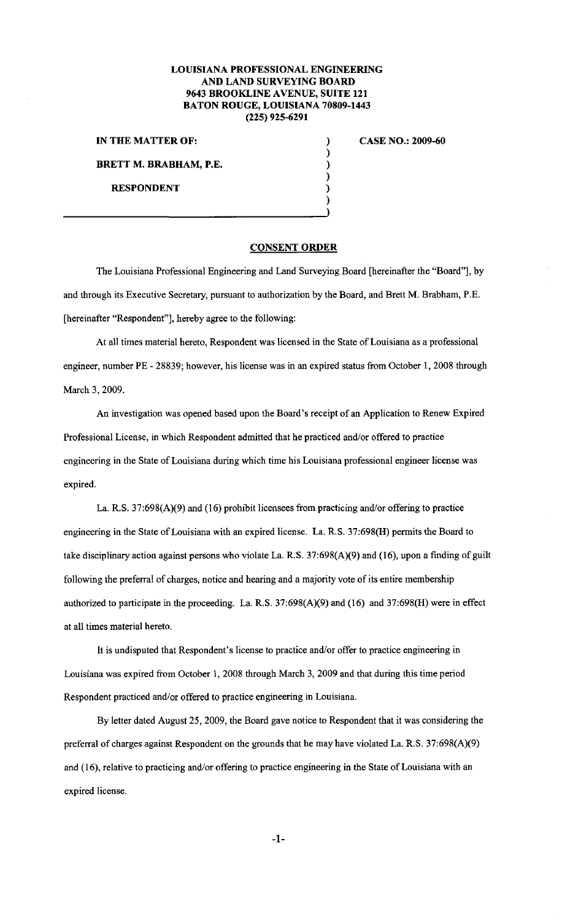**LOUISIANA PROFESSIONAL ENGINEERING AND LAND SURVEYING BOARD**
**9643 BROOKLINE AVENUE, SUITE 121**
**BATON ROUGE, LOUISIANA 70809-1443**
**(225) 925-6291**

**IN THE MATTER OF:**

**BRETT M. BRABHAM, P.E.**

**RESPONDENT**

**CASE NO.: 2009-60**

## CONSENT ORDER

The Louisiana Professional Engineering and Land Surveying Board [hereinafter the "Board"], by and through its Executive Secretary, pursuant to authorization by the Board, and Brett M. Brabham, P.E. [hereinafter "Respondent"], hereby agree to the following:

At all times material hereto, Respondent was licensed in the State of Louisiana as a professional engineer, number PE - 28839; however, his license was in an expired status from October 1, 2008 through March 3, 2009.

An investigation was opened based upon the Board's receipt of an Application to Renew Expired Professional License, in which Respondent admitted that he practiced and/or offered to practice engineering in the State of Louisiana during which time his Louisiana professional engineer license was expired.

La. R.S. 37:698(A)(9) and (16) prohibit licensees from practicing and/or offering to practice engineering in the State of Louisiana with an expired license. La. R.S. 37:698(H) permits the Board to take disciplinary action against persons who violate La. R.S. 37:698(A)(9) and (16), upon a finding of guilt following the preferral of charges, notice and hearing and a majority vote of its entire membership authorized to participate in the proceeding. La. R.S. 37:698(A)(9) and (16) and 37:698(H) were in effect at all times material hereto.

It is undisputed that Respondent's license to practice and/or offer to practice engineering in Louisiana was expired from October 1, 2008 through March 3, 2009 and that during this time period Respondent practiced and/or offered to practice engineering in Louisiana.

By letter dated August 25, 2009, the Board gave notice to Respondent that it was considering the preferral of charges against Respondent on the grounds that he may have violated La. R.S. 37:698(A)(9) and (16), relative to practicing and/or offering to practice engineering in the State of Louisiana with an expired license.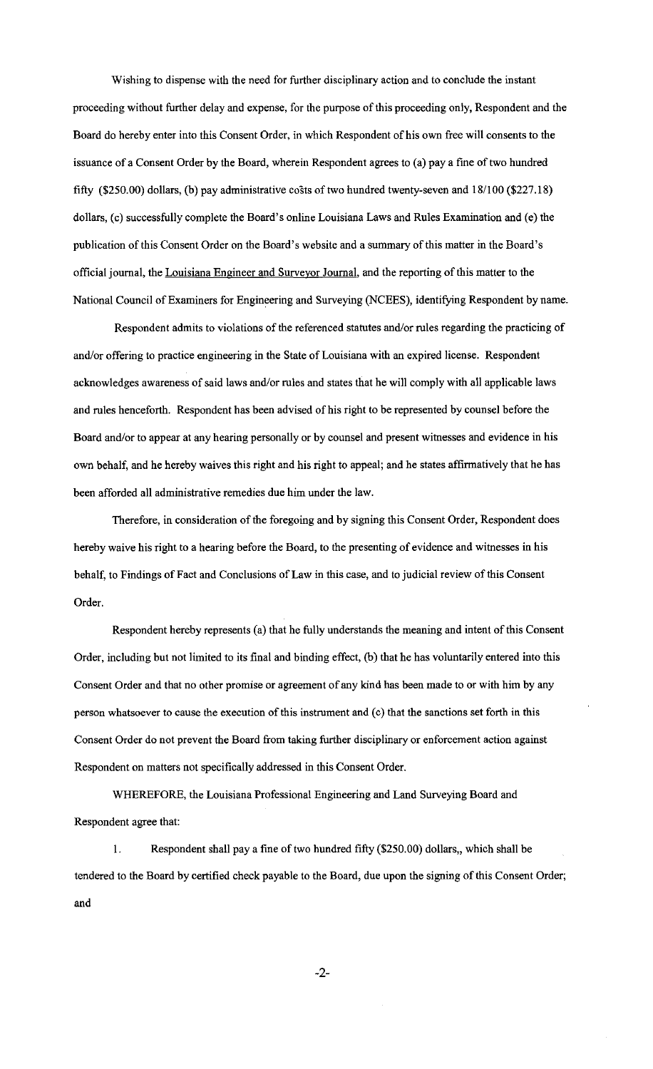Wishing to dispense with the need for further disciplinary action and to conclude the instant proceeding without further delay and expense, for the purpose of this proceeding only, Respondent and the Board do hereby enter into this Consent Order, in which Respondent of his own free will consents to the issuance of a Consent Order by the Board, wherein Respondent agrees to (a) pay a fine of two hundred fifty ($250.00) dollars, (b) pay administrative costs of two hundred twenty-seven and 18/100 ($227.18) dollars, (c) successfully complete the Board's online Louisiana Laws and Rules Examination and (e) the publication of this Consent Order on the Board's website and a summary of this matter in the Board's official journal, the Louisiana Engineer and Surveyor Journal, and the reporting of this matter to the National Council of Examiners for Engineering and Surveying (NCEES), identifying Respondent by name.

Respondent admits to violations of the referenced statutes and/or rules regarding the practicing of and/or offering to practice engineering in the State of Louisiana with an expired license. Respondent acknowledges awareness of said laws and/or rules and states that he will comply with all applicable laws and rules henceforth. Respondent has been advised of his right to be represented by counsel before the Board and/or to appear at any hearing personally or by counsel and present witnesses and evidence in his own behalf, and he hereby waives this right and his right to appeal; and he states affirmatively that he has been afforded all administrative remedies due him under the law.

Therefore, in consideration of the foregoing and by signing this Consent Order, Respondent does hereby waive his right to a hearing before the Board, to the presenting of evidence and witnesses in his behalf, to Findings of Fact and Conclusions of Law in this case, and to judicial review of this Consent Order.

Respondent hereby represents (a) that he fully understands the meaning and intent of this Consent Order, including but not limited to its final and binding effect, (b) that he has voluntarily entered into this Consent Order and that no other promise or agreement of any kind has been made to or with him by any person whatsoever to cause the execution of this instrument and (c) that the sanctions set forth in this Consent Order do not prevent the Board from taking further disciplinary or enforcement action against Respondent on matters not specifically addressed in this Consent Order.

WHEREFORE, the Louisiana Professional Engineering and Land Surveying Board and Respondent agree that:

1. Respondent shall pay a fine of two hundred fifty ($250.00) dollars,, which shall be tendered to the Board by certified check payable to the Board, due upon the signing of this Consent Order; and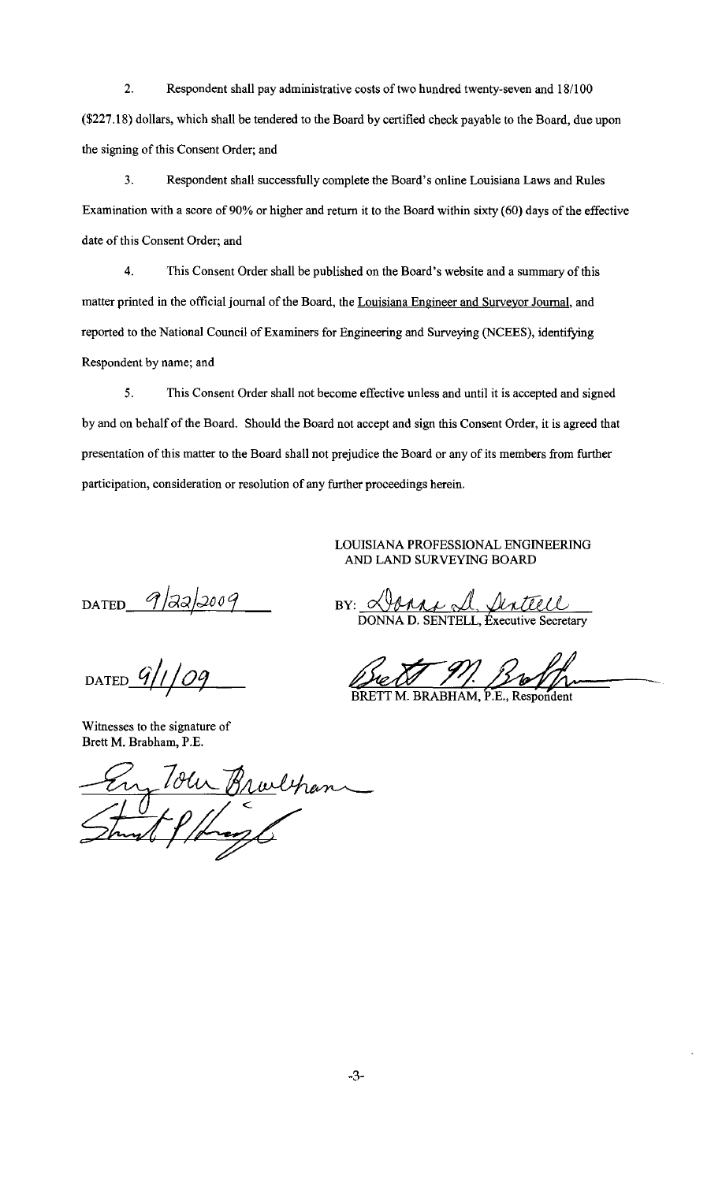2. Respondent shall pay administrative costs of two hundred twenty-seven and 18/100 ($227.18) dollars, which shall be tendered to the Board by certified check payable to the Board, due upon the signing of this Consent Order; and

3. Respondent shall successfully complete the Board's online Louisiana Laws and Rules Examination with a score of 90% or higher and return it to the Board within sixty (60) days of the effective date of this Consent Order; and

4. This Consent Order shall be published on the Board's website and a summary of this matter printed in the official journal of the Board, the Louisiana Engineer and Surveyor Journal, and reported to the National Council of Examiners for Engineering and Surveying (NCEES), identifying Respondent by name; and

5. This Consent Order shall not become effective unless and until it is accepted and signed by and on behalf of the Board. Should the Board not accept and sign this Consent Order, it is agreed that presentation of this matter to the Board shall not prejudice the Board or any of its members from further participation, consideration or resolution of any further proceedings herein.

LOUISIANA PROFESSIONAL ENGINEERING AND LAND SURVEYING BOARD

DATED 9/22/2009

BY: Donna D. Sentell
DONNA D. SENTELL, Executive Secretary

DATED 9/1/09

Brett M. Brabham
BRETT M. BRABHAM, P.E., Respondent

Witnesses to the signature of Brett M. Brabham, P.E.

Amy Toler Brabham

Stuart P. Haigh